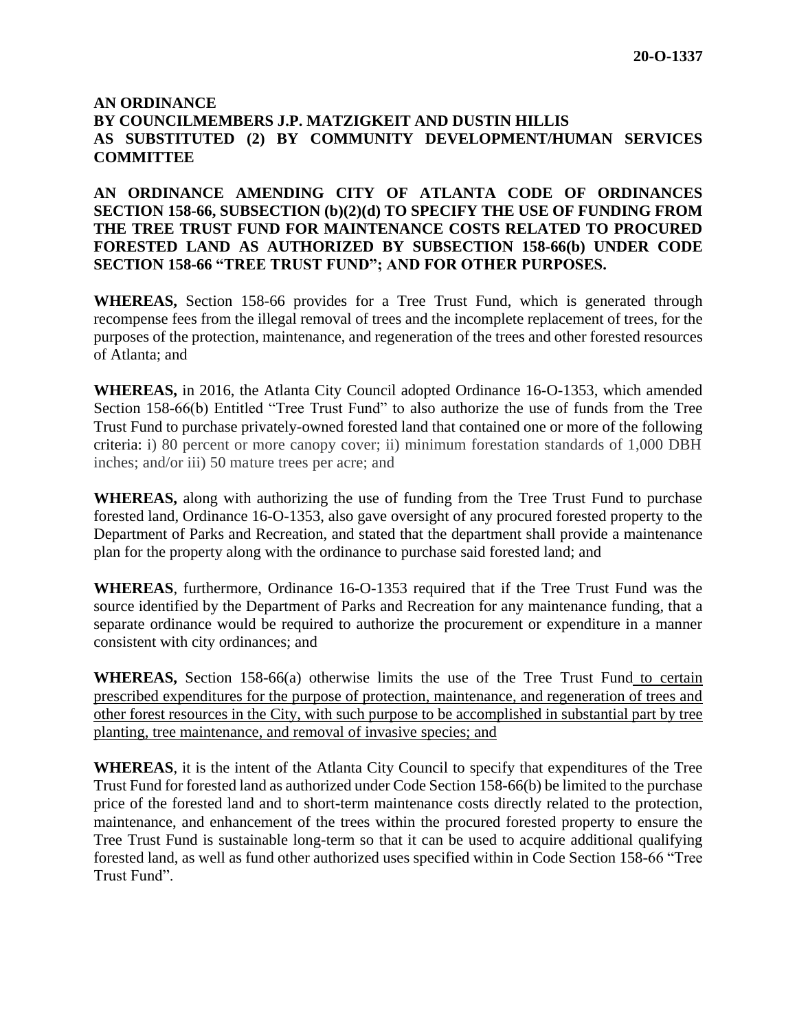**20-O-1337**

**AN ORDINANCE**
**BY COUNCILMEMBERS J.P. MATZIGKEIT AND DUSTIN HILLIS**
**AS SUBSTITUTED (2) BY COMMUNITY DEVELOPMENT/HUMAN SERVICES COMMITTEE**

**AN ORDINANCE AMENDING CITY OF ATLANTA CODE OF ORDINANCES SECTION 158-66, SUBSECTION (b)(2)(d) TO SPECIFY THE USE OF FUNDING FROM THE TREE TRUST FUND FOR MAINTENANCE COSTS RELATED TO PROCURED FORESTED LAND AS AUTHORIZED BY SUBSECTION 158-66(b) UNDER CODE SECTION 158-66 "TREE TRUST FUND"; AND FOR OTHER PURPOSES.**

**WHEREAS,** Section 158-66 provides for a Tree Trust Fund, which is generated through recompense fees from the illegal removal of trees and the incomplete replacement of trees, for the purposes of the protection, maintenance, and regeneration of the trees and other forested resources of Atlanta; and

**WHEREAS,** in 2016, the Atlanta City Council adopted Ordinance 16-O-1353, which amended Section 158-66(b) Entitled "Tree Trust Fund" to also authorize the use of funds from the Tree Trust Fund to purchase privately-owned forested land that contained one or more of the following criteria: i) 80 percent or more canopy cover; ii) minimum forestation standards of 1,000 DBH inches; and/or iii) 50 mature trees per acre; and

**WHEREAS,** along with authorizing the use of funding from the Tree Trust Fund to purchase forested land, Ordinance 16-O-1353, also gave oversight of any procured forested property to the Department of Parks and Recreation, and stated that the department shall provide a maintenance plan for the property along with the ordinance to purchase said forested land; and

**WHEREAS**, furthermore, Ordinance 16-O-1353 required that if the Tree Trust Fund was the source identified by the Department of Parks and Recreation for any maintenance funding, that a separate ordinance would be required to authorize the procurement or expenditure in a manner consistent with city ordinances; and

**WHEREAS,** Section 158-66(a) otherwise limits the use of the Tree Trust Fund to certain prescribed expenditures for the purpose of protection, maintenance, and regeneration of trees and other forest resources in the City, with such purpose to be accomplished in substantial part by tree planting, tree maintenance, and removal of invasive species; and

**WHEREAS**, it is the intent of the Atlanta City Council to specify that expenditures of the Tree Trust Fund for forested land as authorized under Code Section 158-66(b) be limited to the purchase price of the forested land and to short-term maintenance costs directly related to the protection, maintenance, and enhancement of the trees within the procured forested property to ensure the Tree Trust Fund is sustainable long-term so that it can be used to acquire additional qualifying forested land, as well as fund other authorized uses specified within in Code Section 158-66 "Tree Trust Fund".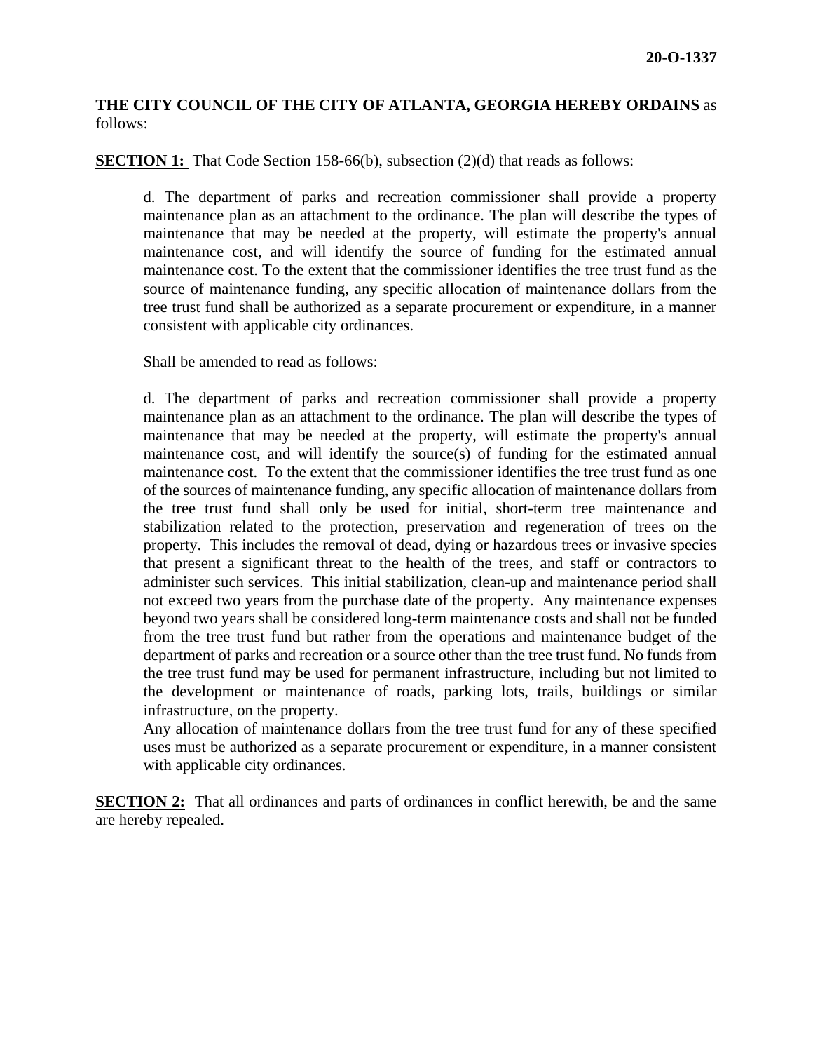**20-O-1337**

**THE CITY COUNCIL OF THE CITY OF ATLANTA, GEORGIA HEREBY ORDAINS** as follows:

**SECTION 1:** That Code Section 158-66(b), subsection (2)(d) that reads as follows:

> d. The department of parks and recreation commissioner shall provide a property maintenance plan as an attachment to the ordinance. The plan will describe the types of maintenance that may be needed at the property, will estimate the property's annual maintenance cost, and will identify the source of funding for the estimated annual maintenance cost. To the extent that the commissioner identifies the tree trust fund as the source of maintenance funding, any specific allocation of maintenance dollars from the tree trust fund shall be authorized as a separate procurement or expenditure, in a manner consistent with applicable city ordinances.
>
> Shall be amended to read as follows:
>
> d. The department of parks and recreation commissioner shall provide a property maintenance plan as an attachment to the ordinance. The plan will describe the types of maintenance that may be needed at the property, will estimate the property's annual maintenance cost, and will identify the source(s) of funding for the estimated annual maintenance cost. To the extent that the commissioner identifies the tree trust fund as one of the sources of maintenance funding, any specific allocation of maintenance dollars from the tree trust fund shall only be used for initial, short-term tree maintenance and stabilization related to the protection, preservation and regeneration of trees on the property. This includes the removal of dead, dying or hazardous trees or invasive species that present a significant threat to the health of the trees, and staff or contractors to administer such services. This initial stabilization, clean-up and maintenance period shall not exceed two years from the purchase date of the property. Any maintenance expenses beyond two years shall be considered long-term maintenance costs and shall not be funded from the tree trust fund but rather from the operations and maintenance budget of the department of parks and recreation or a source other than the tree trust fund. No funds from the tree trust fund may be used for permanent infrastructure, including but not limited to the development or maintenance of roads, parking lots, trails, buildings or similar infrastructure, on the property.
>
> Any allocation of maintenance dollars from the tree trust fund for any of these specified uses must be authorized as a separate procurement or expenditure, in a manner consistent with applicable city ordinances.

**SECTION 2:** That all ordinances and parts of ordinances in conflict herewith, be and the same are hereby repealed.